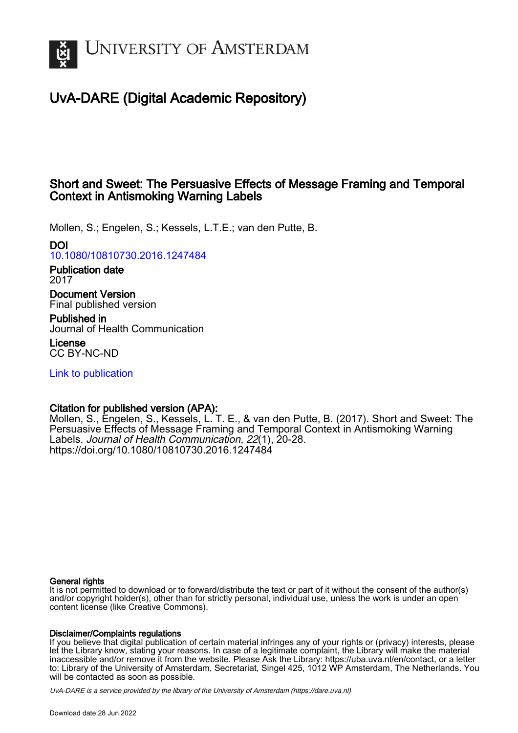# University of Amsterdam

## UvA-DARE (Digital Academic Repository)

## Short and Sweet: The Persuasive Effects of Message Framing and Temporal Context in Antismoking Warning Labels

Mollen, S.; Engelen, S.; Kessels, L.T.E.; van den Putte, B.

**DOI**
10.1080/10810730.2016.1247484

**Publication date**
2017

**Document Version**
Final published version

**Published in**
Journal of Health Communication

**License**
CC BY-NC-ND

Link to publication

**Citation for published version (APA):**
Mollen, S., Engelen, S., Kessels, L. T. E., & van den Putte, B. (2017). Short and Sweet: The Persuasive Effects of Message Framing and Temporal Context in Antismoking Warning Labels. *Journal of Health Communication*, *22*(1), 20-28. https://doi.org/10.1080/10810730.2016.1247484

**General rights**
It is not permitted to download or to forward/distribute the text or part of it without the consent of the author(s) and/or copyright holder(s), other than for strictly personal, individual use, unless the work is under an open content license (like Creative Commons).

**Disclaimer/Complaints regulations**
If you believe that digital publication of certain material infringes any of your rights or (privacy) interests, please let the Library know, stating your reasons. In case of a legitimate complaint, the Library will make the material inaccessible and/or remove it from the website. Please Ask the Library: https://uba.uva.nl/en/contact, or a letter to: Library of the University of Amsterdam, Secretariat, Singel 425, 1012 WP Amsterdam, The Netherlands. You will be contacted as soon as possible.

*UvA-DARE is a service provided by the library of the University of Amsterdam (https://dare.uva.nl)*

Download date:28 Jun 2022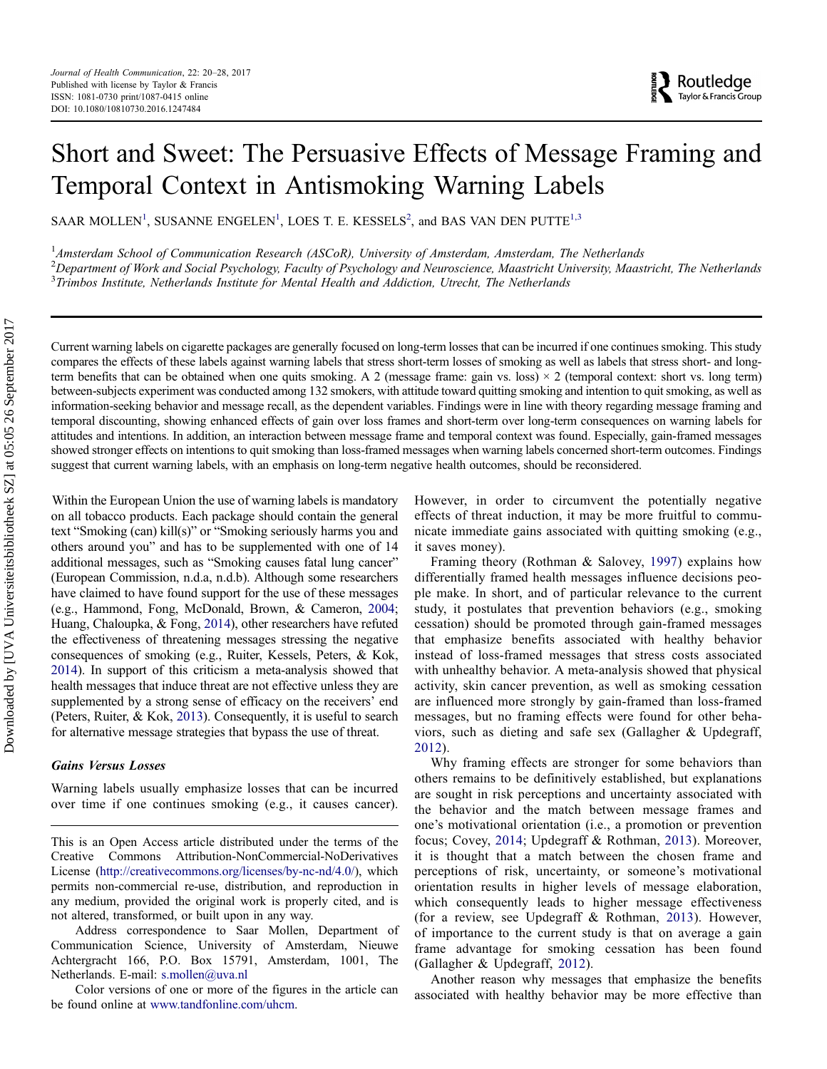# Short and Sweet: The Persuasive Effects of Message Framing and Temporal Context in Antismoking Warning Labels

SAAR MOLLEN[1], SUSANNE ENGELEN[1], LOES T. E. KESSELS[2], and BAS VAN DEN PUTTE[1,3]

[1]*Amsterdam School of Communication Research (ASCoR), University of Amsterdam, Amsterdam, The Netherlands*
[2]*Department of Work and Social Psychology, Faculty of Psychology and Neuroscience, Maastricht University, Maastricht, The Netherlands*
[3]*Trimbos Institute, Netherlands Institute for Mental Health and Addiction, Utrecht, The Netherlands*

Current warning labels on cigarette packages are generally focused on long-term losses that can be incurred if one continues smoking. This study compares the effects of these labels against warning labels that stress short-term losses of smoking as well as labels that stress short- and long-term benefits that can be obtained when one quits smoking. A 2 (message frame: gain vs. loss) × 2 (temporal context: short vs. long term) between-subjects experiment was conducted among 132 smokers, with attitude toward quitting smoking and intention to quit smoking, as well as information-seeking behavior and message recall, as the dependent variables. Findings were in line with theory regarding message framing and temporal discounting, showing enhanced effects of gain over loss frames and short-term over long-term consequences on warning labels for attitudes and intentions. In addition, an interaction between message frame and temporal context was found. Especially, gain-framed messages showed stronger effects on intentions to quit smoking than loss-framed messages when warning labels concerned short-term outcomes. Findings suggest that current warning labels, with an emphasis on long-term negative health outcomes, should be reconsidered.

Within the European Union the use of warning labels is mandatory on all tobacco products. Each package should contain the general text "Smoking (can) kill(s)" or "Smoking seriously harms you and others around you" and has to be supplemented with one of 14 additional messages, such as "Smoking causes fatal lung cancer" (European Commission, n.d.a, n.d.b). Although some researchers have claimed to have found support for the use of these messages (e.g., Hammond, Fong, McDonald, Brown, & Cameron, 2004; Huang, Chaloupka, & Fong, 2014), other researchers have refuted the effectiveness of threatening messages stressing the negative consequences of smoking (e.g., Ruiter, Kessels, Peters, & Kok, 2014). In support of this criticism a meta-analysis showed that health messages that induce threat are not effective unless they are supplemented by a strong sense of efficacy on the receivers' end (Peters, Ruiter, & Kok, 2013). Consequently, it is useful to search for alternative message strategies that bypass the use of threat.

### *Gains Versus Losses*

Warning labels usually emphasize losses that can be incurred over time if one continues smoking (e.g., it causes cancer). However, in order to circumvent the potentially negative effects of threat induction, it may be more fruitful to communicate immediate gains associated with quitting smoking (e.g., it saves money).

Framing theory (Rothman & Salovey, 1997) explains how differentially framed health messages influence decisions people make. In short, and of particular relevance to the current study, it postulates that prevention behaviors (e.g., smoking cessation) should be promoted through gain-framed messages that emphasize benefits associated with healthy behavior instead of loss-framed messages that stress costs associated with unhealthy behavior. A meta-analysis showed that physical activity, skin cancer prevention, as well as smoking cessation are influenced more strongly by gain-framed than loss-framed messages, but no framing effects were found for other behaviors, such as dieting and safe sex (Gallagher & Updegraff, 2012).

Why framing effects are stronger for some behaviors than others remains to be definitively established, but explanations are sought in risk perceptions and uncertainty associated with the behavior and the match between message frames and one's motivational orientation (i.e., a promotion or prevention focus; Covey, 2014; Updegraff & Rothman, 2013). Moreover, it is thought that a match between the chosen frame and perceptions of risk, uncertainty, or someone's motivational orientation results in higher levels of message elaboration, which consequently leads to higher message effectiveness (for a review, see Updegraff & Rothman, 2013). However, of importance to the current study is that on average a gain frame advantage for smoking cessation has been found (Gallagher & Updegraff, 2012).

Another reason why messages that emphasize the benefits associated with healthy behavior may be more effective than

This is an Open Access article distributed under the terms of the Creative Commons Attribution-NonCommercial-NoDerivatives License (http://creativecommons.org/licenses/by-nc-nd/4.0/), which permits non-commercial re-use, distribution, and reproduction in any medium, provided the original work is properly cited, and is not altered, transformed, or built upon in any way.

Address correspondence to Saar Mollen, Department of Communication Science, University of Amsterdam, Nieuwe Achtergracht 166, P.O. Box 15791, Amsterdam, 1001, The Netherlands. E-mail: s.mollen@uva.nl

Color versions of one or more of the figures in the article can be found online at www.tandfonline.com/uhcm.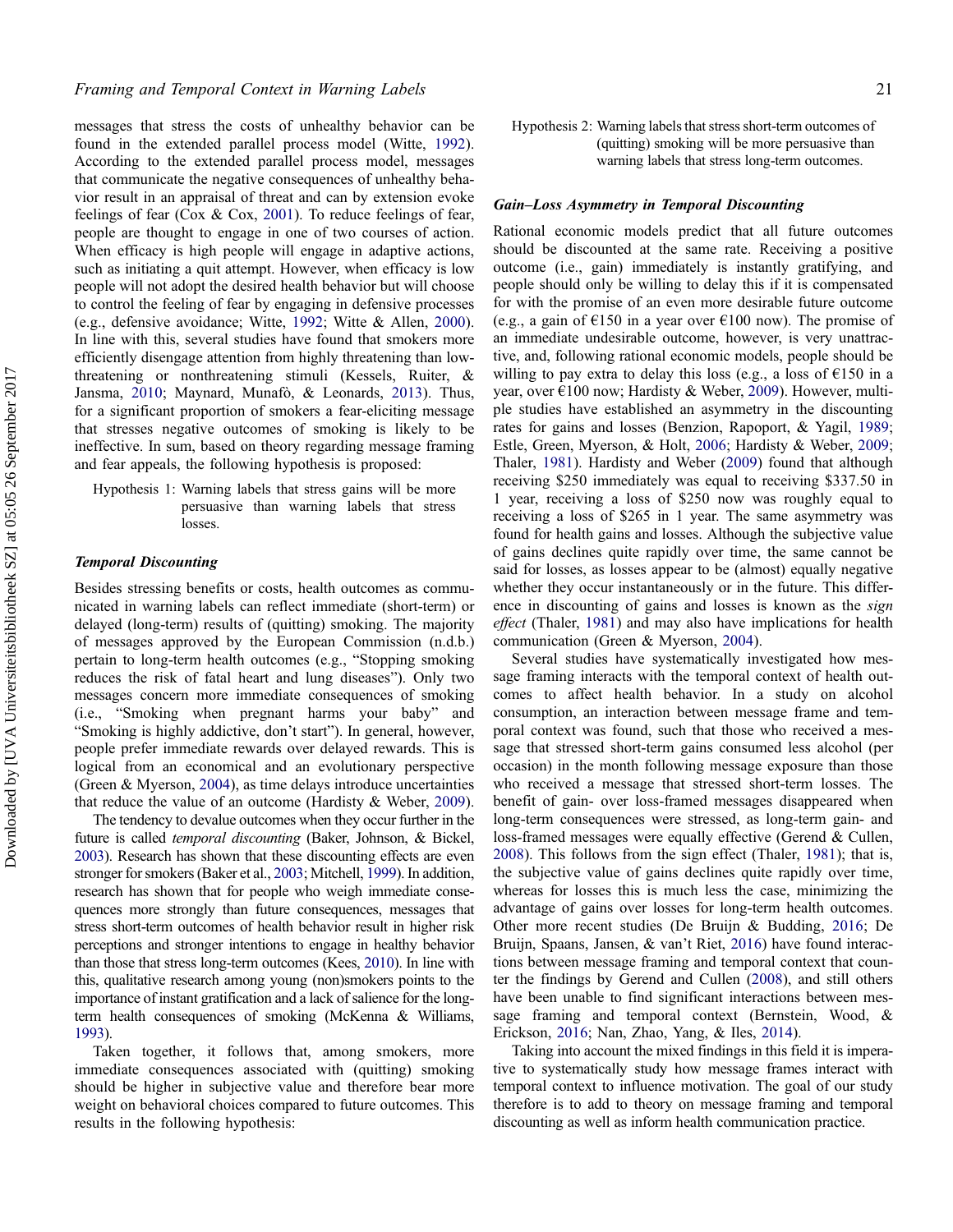messages that stress the costs of unhealthy behavior can be found in the extended parallel process model (Witte, 1992). According to the extended parallel process model, messages that communicate the negative consequences of unhealthy behavior result in an appraisal of threat and can by extension evoke feelings of fear (Cox & Cox, 2001). To reduce feelings of fear, people are thought to engage in one of two courses of action. When efficacy is high people will engage in adaptive actions, such as initiating a quit attempt. However, when efficacy is low people will not adopt the desired health behavior but will choose to control the feeling of fear by engaging in defensive processes (e.g., defensive avoidance; Witte, 1992; Witte & Allen, 2000). In line with this, several studies have found that smokers more efficiently disengage attention from highly threatening than low-threatening or nonthreatening stimuli (Kessels, Ruiter, & Jansma, 2010; Maynard, Munafò, & Leonards, 2013). Thus, for a significant proportion of smokers a fear-eliciting message that stresses negative outcomes of smoking is likely to be ineffective. In sum, based on theory regarding message framing and fear appeals, the following hypothesis is proposed:

Hypothesis 1: Warning labels that stress gains will be more persuasive than warning labels that stress losses.

### Temporal Discounting

Besides stressing benefits or costs, health outcomes as communicated in warning labels can reflect immediate (short-term) or delayed (long-term) results of (quitting) smoking. The majority of messages approved by the European Commission (n.d.b.) pertain to long-term health outcomes (e.g., "Stopping smoking reduces the risk of fatal heart and lung diseases"). Only two messages concern more immediate consequences of smoking (i.e., "Smoking when pregnant harms your baby" and "Smoking is highly addictive, don't start"). In general, however, people prefer immediate rewards over delayed rewards. This is logical from an economical and an evolutionary perspective (Green & Myerson, 2004), as time delays introduce uncertainties that reduce the value of an outcome (Hardisty & Weber, 2009).

The tendency to devalue outcomes when they occur further in the future is called *temporal discounting* (Baker, Johnson, & Bickel, 2003). Research has shown that these discounting effects are even stronger for smokers (Baker et al., 2003; Mitchell, 1999). In addition, research has shown that for people who weigh immediate consequences more strongly than future consequences, messages that stress short-term outcomes of health behavior result in higher risk perceptions and stronger intentions to engage in healthy behavior than those that stress long-term outcomes (Kees, 2010). In line with this, qualitative research among young (non)smokers points to the importance of instant gratification and a lack of salience for the long-term health consequences of smoking (McKenna & Williams, 1993).

Taken together, it follows that, among smokers, more immediate consequences associated with (quitting) smoking should be higher in subjective value and therefore bear more weight on behavioral choices compared to future outcomes. This results in the following hypothesis:

Hypothesis 2: Warning labels that stress short-term outcomes of (quitting) smoking will be more persuasive than warning labels that stress long-term outcomes.

### Gain–Loss Asymmetry in Temporal Discounting

Rational economic models predict that all future outcomes should be discounted at the same rate. Receiving a positive outcome (i.e., gain) immediately is instantly gratifying, and people should only be willing to delay this if it is compensated for with the promise of an even more desirable future outcome (e.g., a gain of €150 in a year over €100 now). The promise of an immediate undesirable outcome, however, is very unattractive, and, following rational economic models, people should be willing to pay extra to delay this loss (e.g., a loss of €150 in a year, over €100 now; Hardisty & Weber, 2009). However, multiple studies have established an asymmetry in the discounting rates for gains and losses (Benzion, Rapoport, & Yagil, 1989; Estle, Green, Myerson, & Holt, 2006; Hardisty & Weber, 2009; Thaler, 1981). Hardisty and Weber (2009) found that although receiving $250 immediately was equal to receiving $337.50 in 1 year, receiving a loss of $250 now was roughly equal to receiving a loss of $265 in 1 year. The same asymmetry was found for health gains and losses. Although the subjective value of gains declines quite rapidly over time, the same cannot be said for losses, as losses appear to be (almost) equally negative whether they occur instantaneously or in the future. This difference in discounting of gains and losses is known as the *sign effect* (Thaler, 1981) and may also have implications for health communication (Green & Myerson, 2004).

Several studies have systematically investigated how message framing interacts with the temporal context of health outcomes to affect health behavior. In a study on alcohol consumption, an interaction between message frame and temporal context was found, such that those who received a message that stressed short-term gains consumed less alcohol (per occasion) in the month following message exposure than those who received a message that stressed short-term losses. The benefit of gain- over loss-framed messages disappeared when long-term consequences were stressed, as long-term gain- and loss-framed messages were equally effective (Gerend & Cullen, 2008). This follows from the sign effect (Thaler, 1981); that is, the subjective value of gains declines quite rapidly over time, whereas for losses this is much less the case, minimizing the advantage of gains over losses for long-term health outcomes. Other more recent studies (De Bruijn & Budding, 2016; De Bruijn, Spaans, Jansen, & van't Riet, 2016) have found interactions between message framing and temporal context that counter the findings by Gerend and Cullen (2008), and still others have been unable to find significant interactions between message framing and temporal context (Bernstein, Wood, & Erickson, 2016; Nan, Zhao, Yang, & Iles, 2014).

Taking into account the mixed findings in this field it is imperative to systematically study how message frames interact with temporal context to influence motivation. The goal of our study therefore is to add to theory on message framing and temporal discounting as well as inform health communication practice.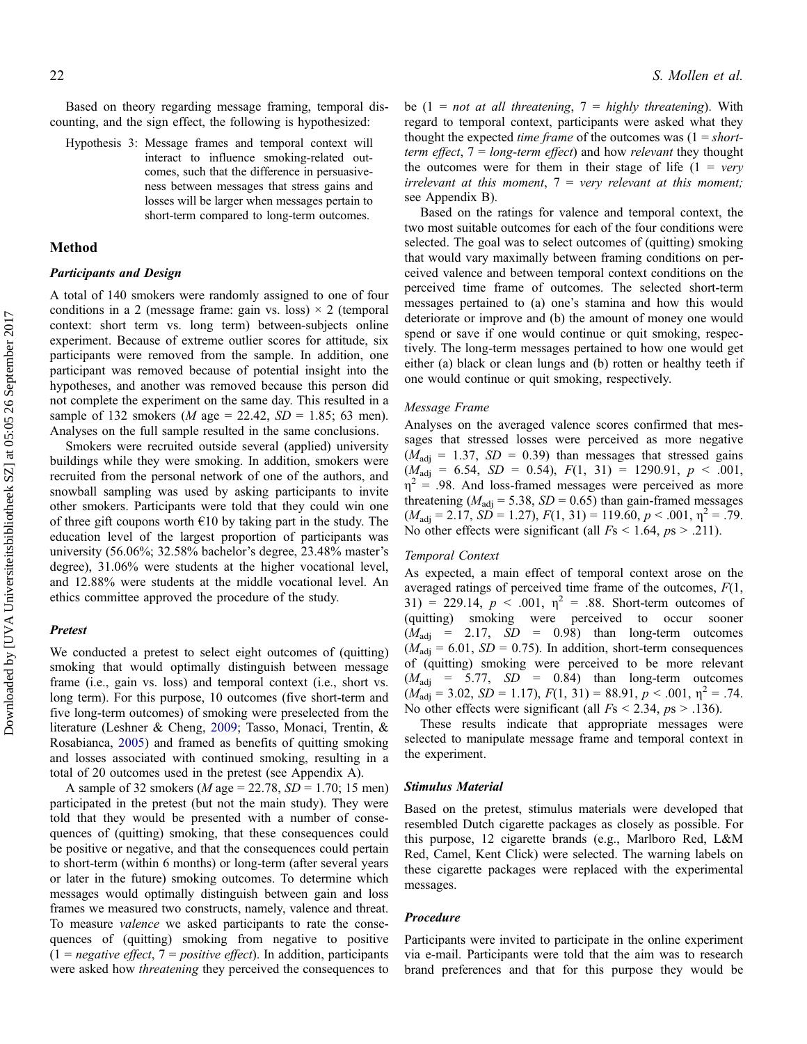Based on theory regarding message framing, temporal discounting, and the sign effect, the following is hypothesized:

> Hypothesis 3: Message frames and temporal context will interact to influence smoking-related outcomes, such that the difference in persuasiveness between messages that stress gains and losses will be larger when messages pertain to short-term compared to long-term outcomes.

## Method

### Participants and Design

A total of 140 smokers were randomly assigned to one of four conditions in a 2 (message frame: gain vs. loss) × 2 (temporal context: short term vs. long term) between-subjects online experiment. Because of extreme outlier scores for attitude, six participants were removed from the sample. In addition, one participant was removed because of potential insight into the hypotheses, and another was removed because this person did not complete the experiment on the same day. This resulted in a sample of 132 smokers (*M* age = 22.42, *SD* = 1.85; 63 men). Analyses on the full sample resulted in the same conclusions.

Smokers were recruited outside several (applied) university buildings while they were smoking. In addition, smokers were recruited from the personal network of one of the authors, and snowball sampling was used by asking participants to invite other smokers. Participants were told that they could win one of three gift coupons worth €10 by taking part in the study. The education level of the largest proportion of participants was university (56.06%; 32.58% bachelor's degree, 23.48% master's degree), 31.06% were students at the higher vocational level, and 12.88% were students at the middle vocational level. An ethics committee approved the procedure of the study.

### Pretest

We conducted a pretest to select eight outcomes of (quitting) smoking that would optimally distinguish between message frame (i.e., gain vs. loss) and temporal context (i.e., short vs. long term). For this purpose, 10 outcomes (five short-term and five long-term outcomes) of smoking were preselected from the literature (Leshner & Cheng, 2009; Tasso, Monaci, Trentin, & Rosabianca, 2005) and framed as benefits of quitting smoking and losses associated with continued smoking, resulting in a total of 20 outcomes used in the pretest (see Appendix A).

A sample of 32 smokers (*M* age = 22.78, *SD* = 1.70; 15 men) participated in the pretest (but not the main study). They were told that they would be presented with a number of consequences of (quitting) smoking, that these consequences could be positive or negative, and that the consequences could pertain to short-term (within 6 months) or long-term (after several years or later in the future) smoking outcomes. To determine which messages would optimally distinguish between gain and loss frames we measured two constructs, namely, valence and threat. To measure *valence* we asked participants to rate the consequences of (quitting) smoking from negative to positive (1 = *negative effect*, 7 = *positive effect*). In addition, participants were asked how *threatening* they perceived the consequences to be (1 = *not at all threatening*, 7 = *highly threatening*). With regard to temporal context, participants were asked what they thought the expected *time frame* of the outcomes was (1 = *short-term effect*, 7 = *long-term effect*) and how *relevant* they thought the outcomes were for them in their stage of life (1 = *very irrelevant at this moment*, 7 = *very relevant at this moment;* see Appendix B).

Based on the ratings for valence and temporal context, the two most suitable outcomes for each of the four conditions were selected. The goal was to select outcomes of (quitting) smoking that would vary maximally between framing conditions on perceived valence and between temporal context conditions on the perceived time frame of outcomes. The selected short-term messages pertained to (a) one's stamina and how this would deteriorate or improve and (b) the amount of money one would spend or save if one would continue or quit smoking, respectively. The long-term messages pertained to how one would get either (a) black or clean lungs and (b) rotten or healthy teeth if one would continue or quit smoking, respectively.

#### Message Frame

Analyses on the averaged valence scores confirmed that messages that stressed losses were perceived as more negative ($M_{adj}$ = 1.37, *SD* = 0.39) than messages that stressed gains ($M_{adj}$ = 6.54, *SD* = 0.54), $F(1, 31) = 1290.91$, $p < .001$, $\eta^2 = .98$. And loss-framed messages were perceived as more threatening ($M_{adj}$ = 5.38, *SD* = 0.65) than gain-framed messages ($M_{adj}$ = 2.17, *SD* = 1.27), $F(1, 31) = 119.60$, $p < .001$, $\eta^2 = .79$. No other effects were significant (all *F*s < 1.64, *p*s > .211).

#### Temporal Context

As expected, a main effect of temporal context arose on the averaged ratings of perceived time frame of the outcomes, $F(1, 31) = 229.14$, $p < .001$, $\eta^2 = .88$. Short-term outcomes of (quitting) smoking were perceived to occur sooner ($M_{adj}$ = 2.17, *SD* = 0.98) than long-term outcomes ($M_{adj}$ = 6.01, *SD* = 0.75). In addition, short-term consequences of (quitting) smoking were perceived to be more relevant ($M_{adj}$ = 5.77, *SD* = 0.84) than long-term outcomes ($M_{adj}$ = 3.02, *SD* = 1.17), $F(1, 31) = 88.91$, $p < .001$, $\eta^2 = .74$. No other effects were significant (all *F*s < 2.34, *p*s > .136).

These results indicate that appropriate messages were selected to manipulate message frame and temporal context in the experiment.

### Stimulus Material

Based on the pretest, stimulus materials were developed that resembled Dutch cigarette packages as closely as possible. For this purpose, 12 cigarette brands (e.g., Marlboro Red, L&M Red, Camel, Kent Click) were selected. The warning labels on these cigarette packages were replaced with the experimental messages.

### Procedure

Participants were invited to participate in the online experiment via e-mail. Participants were told that the aim was to research brand preferences and that for this purpose they would be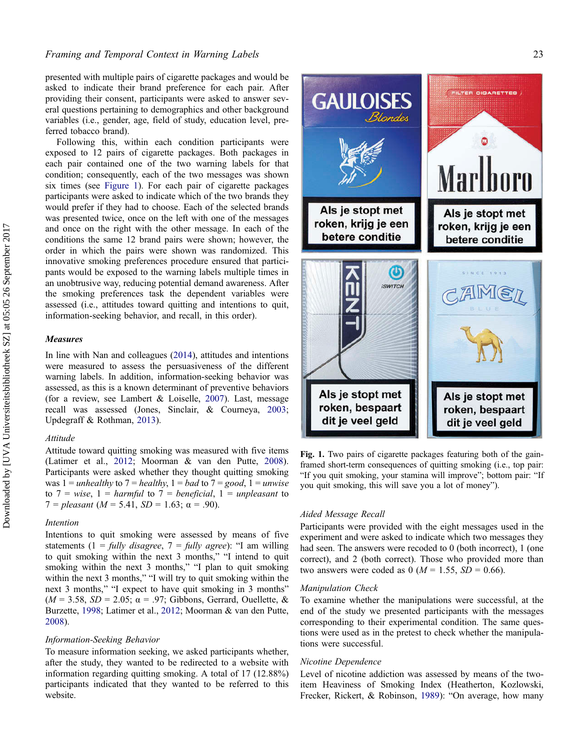presented with multiple pairs of cigarette packages and would be asked to indicate their brand preference for each pair. After providing their consent, participants were asked to answer several questions pertaining to demographics and other background variables (i.e., gender, age, field of study, education level, preferred tobacco brand).

Following this, within each condition participants were exposed to 12 pairs of cigarette packages. Both packages in each pair contained one of the two warning labels for that condition; consequently, each of the two messages was shown six times (see Figure 1). For each pair of cigarette packages participants were asked to indicate which of the two brands they would prefer if they had to choose. Each of the selected brands was presented twice, once on the left with one of the messages and once on the right with the other message. In each of the conditions the same 12 brand pairs were shown; however, the order in which the pairs were shown was randomized. This innovative smoking preferences procedure ensured that participants would be exposed to the warning labels multiple times in an unobtrusive way, reducing potential demand awareness. After the smoking preferences task the dependent variables were assessed (i.e., attitudes toward quitting and intentions to quit, information-seeking behavior, and recall, in this order).

### Measures

In line with Nan and colleagues (2014), attitudes and intentions were measured to assess the persuasiveness of the different warning labels. In addition, information-seeking behavior was assessed, as this is a known determinant of preventive behaviors (for a review, see Lambert & Loiselle, 2007). Last, message recall was assessed (Jones, Sinclair, & Courneya, 2003; Updegraff & Rothman, 2013).

#### Attitude

Attitude toward quitting smoking was measured with five items (Latimer et al., 2012; Moorman & van den Putte, 2008). Participants were asked whether they thought quitting smoking was 1 = *unhealthy* to 7 = *healthy*, 1 = *bad* to 7 = *good*, 1 = *unwise* to 7 = *wise*, 1 = *harmful* to 7 = *beneficial*, 1 = *unpleasant* to 7 = *pleasant* ($M$ = 5.41, $SD$ = 1.63; α = .90).

#### Intention

Intentions to quit smoking were assessed by means of five statements (1 = *fully disagree*, 7 = *fully agree*): “I am willing to quit smoking within the next 3 months,” “I intend to quit smoking within the next 3 months,” “I plan to quit smoking within the next 3 months,” “I will try to quit smoking within the next 3 months,” “I expect to have quit smoking in 3 months” ($M$ = 3.58, $SD$ = 2.05; α = .97; Gibbons, Gerrard, Ouellette, & Burzette, 1998; Latimer et al., 2012; Moorman & van den Putte, 2008).

#### Information-Seeking Behavior

To measure information seeking, we asked participants whether, after the study, they wanted to be redirected to a website with information regarding quitting smoking. A total of 17 (12.88%) participants indicated that they wanted to be referred to this website.

**Fig. 1.** Two pairs of cigarette packages featuring both of the gain-framed short-term consequences of quitting smoking (i.e., top pair: “If you quit smoking, your stamina will improve”; bottom pair: “If you quit smoking, this will save you a lot of money”).

#### Aided Message Recall

Participants were provided with the eight messages used in the experiment and were asked to indicate which two messages they had seen. The answers were recoded to 0 (both incorrect), 1 (one correct), and 2 (both correct). Those who provided more than two answers were coded as 0 ($M$ = 1.55, $SD$ = 0.66).

#### Manipulation Check

To examine whether the manipulations were successful, at the end of the study we presented participants with the messages corresponding to their experimental condition. The same questions were used as in the pretest to check whether the manipulations were successful.

#### Nicotine Dependence

Level of nicotine addiction was assessed by means of the two-item Heaviness of Smoking Index (Heatherton, Kozlowski, Frecker, Rickert, & Robinson, 1989): “On average, how many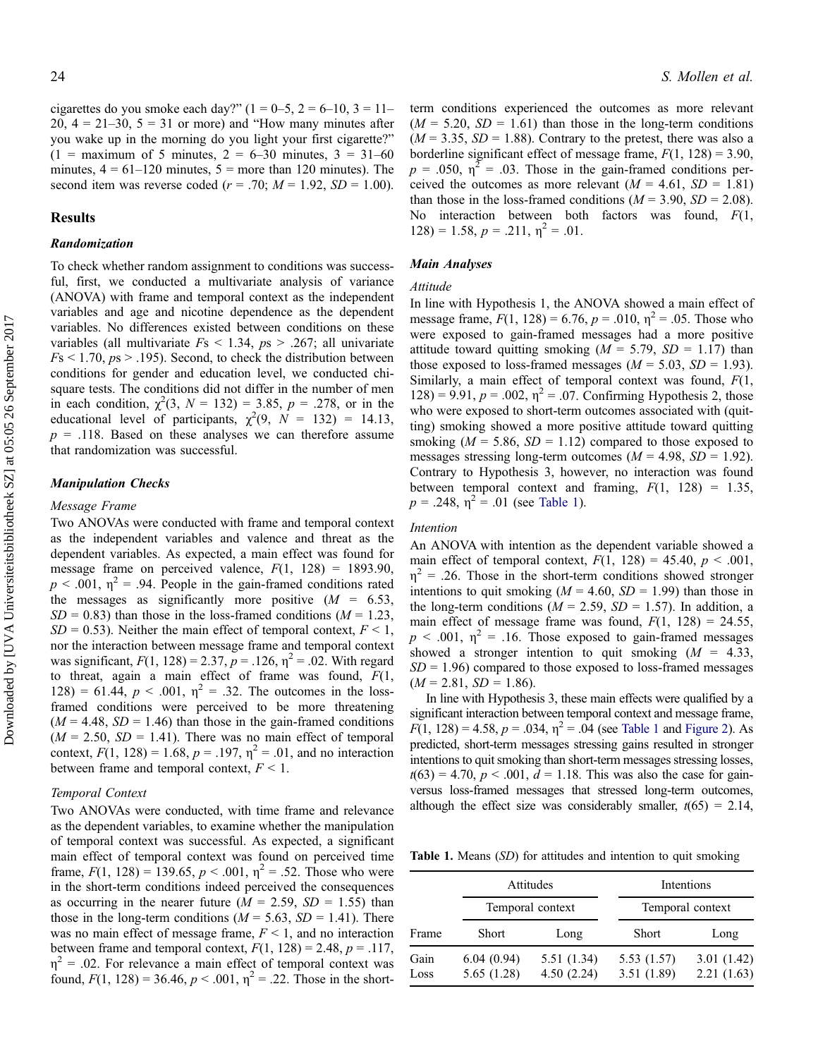cigarettes do you smoke each day?" (1 = 0–5, 2 = 6–10, 3 = 11–20, 4 = 21–30, 5 = 31 or more) and "How many minutes after you wake up in the morning do you light your first cigarette?" (1 = maximum of 5 minutes, 2 = 6–30 minutes, 3 = 31–60 minutes, 4 = 61–120 minutes, 5 = more than 120 minutes). The second item was reverse coded ($r = .70$; $M = 1.92$, $SD = 1.00$).

## Results

### *Randomization*

To check whether random assignment to conditions was successful, first, we conducted a multivariate analysis of variance (ANOVA) with frame and temporal context as the independent variables and age and nicotine dependence as the dependent variables. No differences existed between conditions on these variables (all multivariate $F$s $< 1.34$, $p$s $> .267$; all univariate $F$s $< 1.70$, $p$s $> .195$). Second, to check the distribution between conditions for gender and education level, we conducted chi-square tests. The conditions did not differ in the number of men in each condition, $\chi^2(3, N = 132) = 3.85$, $p = .278$, or in the educational level of participants, $\chi^2(9, N = 132) = 14.13$, $p = .118$. Based on these analyses we can therefore assume that randomization was successful.

### *Manipulation Checks*

#### *Message Frame*

Two ANOVAs were conducted with frame and temporal context as the independent variables and valence and threat as the dependent variables. As expected, a main effect was found for message frame on perceived valence, $F(1, 128) = 1893.90$, $p < .001$, $\eta^2 = .94$. People in the gain-framed conditions rated the messages as significantly more positive ($M = 6.53$, $SD = 0.83$) than those in the loss-framed conditions ($M = 1.23$, $SD = 0.53$). Neither the main effect of temporal context, $F < 1$, nor the interaction between message frame and temporal context was significant, $F(1, 128) = 2.37$, $p = .126$, $\eta^2 = .02$. With regard to threat, again a main effect of frame was found, $F(1, 128) = 61.44$, $p < .001$, $\eta^2 = .32$. The outcomes in the loss-framed conditions were perceived to be more threatening ($M = 4.48$, $SD = 1.46$) than those in the gain-framed conditions ($M = 2.50$, $SD = 1.41$). There was no main effect of temporal context, $F(1, 128) = 1.68$, $p = .197$, $\eta^2 = .01$, and no interaction between frame and temporal context, $F < 1$.

#### *Temporal Context*

Two ANOVAs were conducted, with time frame and relevance as the dependent variables, to examine whether the manipulation of temporal context was successful. As expected, a significant main effect of temporal context was found on perceived time frame, $F(1, 128) = 139.65$, $p < .001$, $\eta^2 = .52$. Those who were in the short-term conditions indeed perceived the consequences as occurring in the nearer future ($M = 2.59$, $SD = 1.55$) than those in the long-term conditions ($M = 5.63$, $SD = 1.41$). There was no main effect of message frame, $F < 1$, and no interaction between frame and temporal context, $F(1, 128) = 2.48$, $p = .117$, $\eta^2 = .02$. For relevance a main effect of temporal context was found, $F(1, 128) = 36.46$, $p < .001$, $\eta^2 = .22$. Those in the short-term conditions experienced the outcomes as more relevant ($M = 5.20$, $SD = 1.61$) than those in the long-term conditions ($M = 3.35$, $SD = 1.88$). Contrary to the pretest, there was also a borderline significant effect of message frame, $F(1, 128) = 3.90$, $p = .050$, $\eta^2 = .03$. Those in the gain-framed conditions perceived the outcomes as more relevant ($M = 4.61$, $SD = 1.81$) than those in the loss-framed conditions ($M = 3.90$, $SD = 2.08$). No interaction between both factors was found, $F(1, 128) = 1.58$, $p = .211$, $\eta^2 = .01$.

### *Main Analyses*

#### *Attitude*

In line with Hypothesis 1, the ANOVA showed a main effect of message frame, $F(1, 128) = 6.76$, $p = .010$, $\eta^2 = .05$. Those who were exposed to gain-framed messages had a more positive attitude toward quitting smoking ($M = 5.79$, $SD = 1.17$) than those exposed to loss-framed messages ($M = 5.03$, $SD = 1.93$). Similarly, a main effect of temporal context was found, $F(1, 128) = 9.91$, $p = .002$, $\eta^2 = .07$. Confirming Hypothesis 2, those who were exposed to short-term outcomes associated with (quitting) smoking showed a more positive attitude toward quitting smoking ($M = 5.86$, $SD = 1.12$) compared to those exposed to messages stressing long-term outcomes ($M = 4.98$, $SD = 1.92$). Contrary to Hypothesis 3, however, no interaction was found between temporal context and framing, $F(1, 128) = 1.35$, $p = .248$, $\eta^2 = .01$ (see Table 1).

#### *Intention*

An ANOVA with intention as the dependent variable showed a main effect of temporal context, $F(1, 128) = 45.40$, $p < .001$, $\eta^2 = .26$. Those in the short-term conditions showed stronger intentions to quit smoking ($M = 4.60$, $SD = 1.99$) than those in the long-term conditions ($M = 2.59$, $SD = 1.57$). In addition, a main effect of message frame was found, $F(1, 128) = 24.55$, $p < .001$, $\eta^2 = .16$. Those exposed to gain-framed messages showed a stronger intention to quit smoking ($M = 4.33$, $SD = 1.96$) compared to those exposed to loss-framed messages ($M = 2.81$, $SD = 1.86$).

In line with Hypothesis 3, these main effects were qualified by a significant interaction between temporal context and message frame, $F(1, 128) = 4.58$, $p = .034$, $\eta^2 = .04$ (see Table 1 and Figure 2). As predicted, short-term messages stressing gains resulted in stronger intentions to quit smoking than short-term messages stressing losses, $t(63) = 4.70$, $p < .001$, $d = 1.18$. This was also the case for gain- versus loss-framed messages that stressed long-term outcomes, although the effect size was considerably smaller, $t(65) = 2.14$,

**Table 1.** Means (*SD*) for attitudes and intention to quit smoking

| | Attitudes | | Intentions | |
|---|---|---|---|---|
| | Temporal context | | Temporal context | |
| Frame | Short | Long | Short | Long |
| Gain | 6.04 (0.94) | 5.51 (1.34) | 5.53 (1.57) | 3.01 (1.42) |
| Loss | 5.65 (1.28) | 4.50 (2.24) | 3.51 (1.89) | 2.21 (1.63) |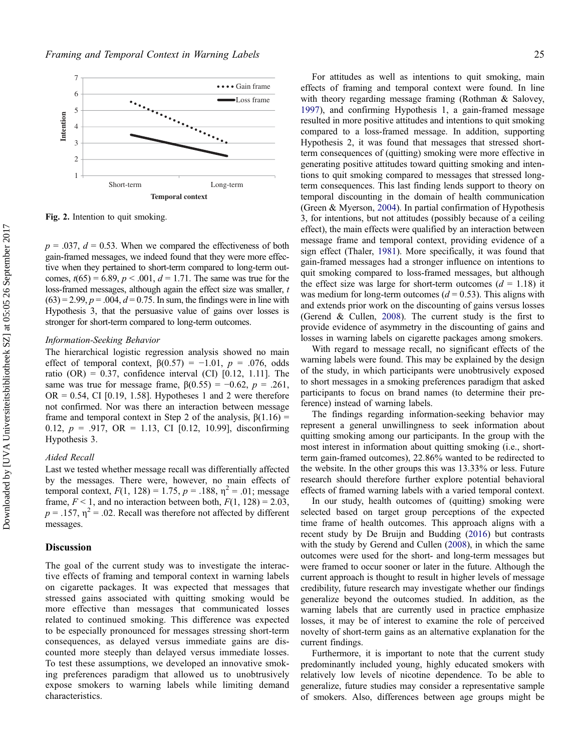Fig. 2. Intention to quit smoking.

$p$ = .037, $d$ = 0.53. When we compared the effectiveness of both gain-framed messages, we indeed found that they were more effective when they pertained to short-term compared to long-term outcomes, $t(65) = 6.89$, $p < .001$, $d = 1.71$. The same was true for the loss-framed messages, although again the effect size was smaller, $t(63) = 2.99$, $p = .004$, $d = 0.75$. In sum, the findings were in line with Hypothesis 3, that the persuasive value of gains over losses is stronger for short-term compared to long-term outcomes.

### Information-Seeking Behavior

The hierarchical logistic regression analysis showed no main effect of temporal context, $\beta(0.57) = -1.01$, $p = .076$, odds ratio (OR) = 0.37, confidence interval (CI) [0.12, 1.11]. The same was true for message frame, $\beta(0.55) = -0.62$, $p = .261$, OR = 0.54, CI [0.19, 1.58]. Hypotheses 1 and 2 were therefore not confirmed. Nor was there an interaction between message frame and temporal context in Step 2 of the analysis, $\beta(1.16) = 0.12$, $p = .917$, OR = 1.13, CI [0.12, 10.99], disconfirming Hypothesis 3.

### Aided Recall

Last we tested whether message recall was differentially affected by the messages. There were, however, no main effects of temporal context, $F(1, 128) = 1.75$, $p = .188$, $\eta^2 = .01$; message frame, $F < 1$, and no interaction between both, $F(1, 128) = 2.03$, $p = .157$, $\eta^2 = .02$. Recall was therefore not affected by different messages.

## Discussion

The goal of the current study was to investigate the interactive effects of framing and temporal context in warning labels on cigarette packages. It was expected that messages that stressed gains associated with quitting smoking would be more effective than messages that communicated losses related to continued smoking. This difference was expected to be especially pronounced for messages stressing short-term consequences, as delayed versus immediate gains are discounted more steeply than delayed versus immediate losses. To test these assumptions, we developed an innovative smoking preferences paradigm that allowed us to unobtrusively expose smokers to warning labels while limiting demand characteristics.

For attitudes as well as intentions to quit smoking, main effects of framing and temporal context were found. In line with theory regarding message framing (Rothman & Salovey, 1997), and confirming Hypothesis 1, a gain-framed message resulted in more positive attitudes and intentions to quit smoking compared to a loss-framed message. In addition, supporting Hypothesis 2, it was found that messages that stressed short-term consequences of (quitting) smoking were more effective in generating positive attitudes toward quitting smoking and intentions to quit smoking compared to messages that stressed long-term consequences. This last finding lends support to theory on temporal discounting in the domain of health communication (Green & Myerson, 2004). In partial confirmation of Hypothesis 3, for intentions, but not attitudes (possibly because of a ceiling effect), the main effects were qualified by an interaction between message frame and temporal context, providing evidence of a sign effect (Thaler, 1981). More specifically, it was found that gain-framed messages had a stronger influence on intentions to quit smoking compared to loss-framed messages, but although the effect size was large for short-term outcomes ($d$ = 1.18) it was medium for long-term outcomes ($d$ = 0.53). This aligns with and extends prior work on the discounting of gains versus losses (Gerend & Cullen, 2008). The current study is the first to provide evidence of asymmetry in the discounting of gains and losses in warning labels on cigarette packages among smokers.

With regard to message recall, no significant effects of the warning labels were found. This may be explained by the design of the study, in which participants were unobtrusively exposed to short messages in a smoking preferences paradigm that asked participants to focus on brand names (to determine their preference) instead of warning labels.

The findings regarding information-seeking behavior may represent a general unwillingness to seek information about quitting smoking among our participants. In the group with the most interest in information about quitting smoking (i.e., short-term gain-framed outcomes), 22.86% wanted to be redirected to the website. In the other groups this was 13.33% or less. Future research should therefore further explore potential behavioral effects of framed warning labels with a varied temporal context.

In our study, health outcomes of (quitting) smoking were selected based on target group perceptions of the expected time frame of health outcomes. This approach aligns with a recent study by De Bruijn and Budding (2016) but contrasts with the study by Gerend and Cullen (2008), in which the same outcomes were used for the short- and long-term messages but were framed to occur sooner or later in the future. Although the current approach is thought to result in higher levels of message credibility, future research may investigate whether our findings generalize beyond the outcomes studied. In addition, as the warning labels that are currently used in practice emphasize losses, it may be of interest to examine the role of perceived novelty of short-term gains as an alternative explanation for the current findings.

Furthermore, it is important to note that the current study predominantly included young, highly educated smokers with relatively low levels of nicotine dependence. To be able to generalize, future studies may consider a representative sample of smokers. Also, differences between age groups might be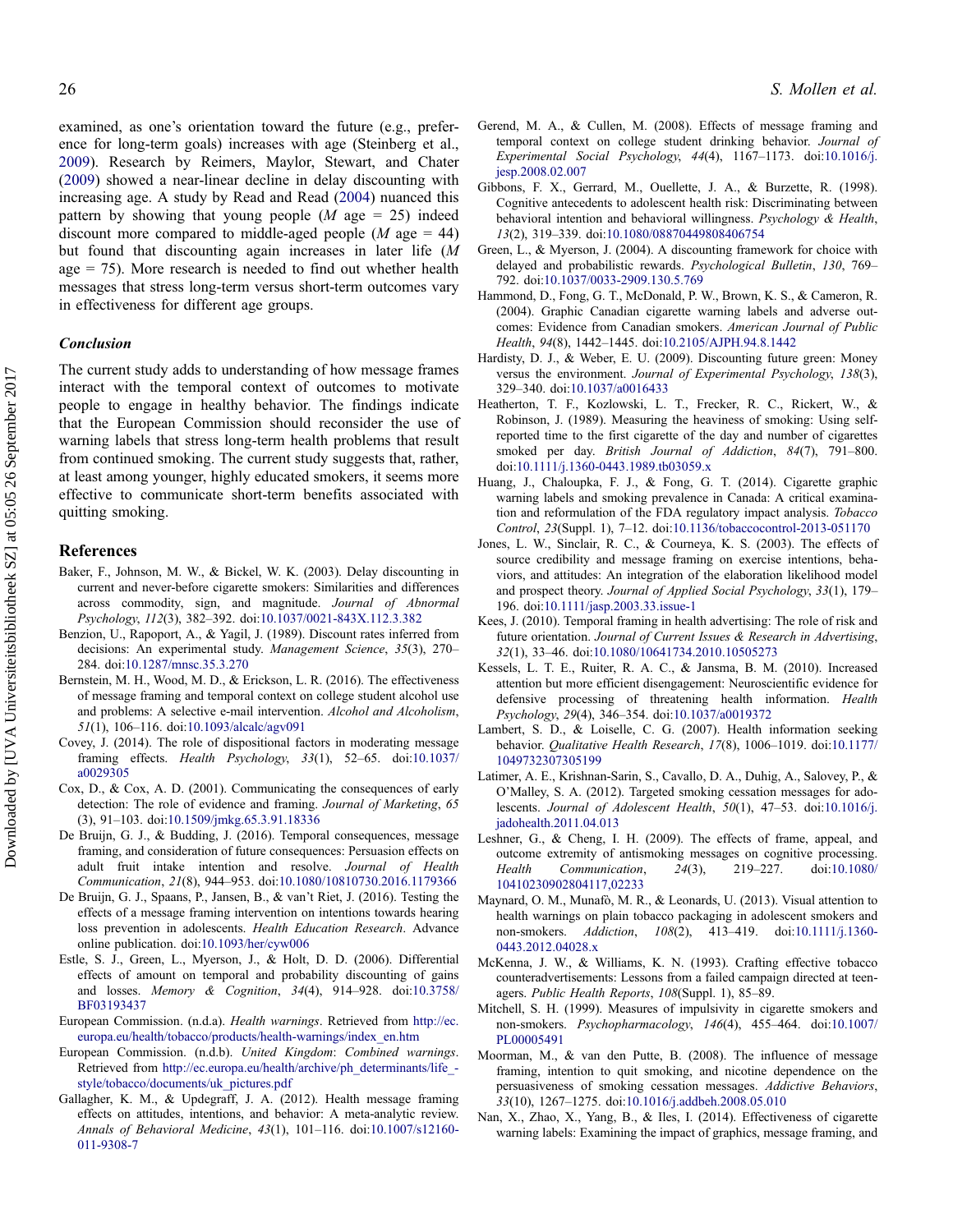examined, as one's orientation toward the future (e.g., preference for long-term goals) increases with age (Steinberg et al., 2009). Research by Reimers, Maylor, Stewart, and Chater (2009) showed a near-linear decline in delay discounting with increasing age. A study by Read and Read (2004) nuanced this pattern by showing that young people (*M* age = 25) indeed discount more compared to middle-aged people (*M* age = 44) but found that discounting again increases in later life (*M* age = 75). More research is needed to find out whether health messages that stress long-term versus short-term outcomes vary in effectiveness for different age groups.

### Conclusion

The current study adds to understanding of how message frames interact with the temporal context of outcomes to motivate people to engage in healthy behavior. The findings indicate that the European Commission should reconsider the use of warning labels that stress long-term health problems that result from continued smoking. The current study suggests that, rather, at least among younger, highly educated smokers, it seems more effective to communicate short-term benefits associated with quitting smoking.

## References

Baker, F., Johnson, M. W., & Bickel, W. K. (2003). Delay discounting in current and never-before cigarette smokers: Similarities and differences across commodity, sign, and magnitude. *Journal of Abnormal Psychology*, *112*(3), 382–392. doi:10.1037/0021-843X.112.3.382

Benzion, U., Rapoport, A., & Yagil, J. (1989). Discount rates inferred from decisions: An experimental study. *Management Science*, *35*(3), 270–284. doi:10.1287/mnsc.35.3.270

Bernstein, M. H., Wood, M. D., & Erickson, L. R. (2016). The effectiveness of message framing and temporal context on college student alcohol use and problems: A selective e-mail intervention. *Alcohol and Alcoholism*, *51*(1), 106–116. doi:10.1093/alcalc/agv091

Covey, J. (2014). The role of dispositional factors in moderating message framing effects. *Health Psychology*, *33*(1), 52–65. doi:10.1037/a0029305

Cox, D., & Cox, A. D. (2001). Communicating the consequences of early detection: The role of evidence and framing. *Journal of Marketing*, *65* (3), 91–103. doi:10.1509/jmkg.65.3.91.18336

De Bruijn, G. J., & Budding, J. (2016). Temporal consequences, message framing, and consideration of future consequences: Persuasion effects on adult fruit intake intention and resolve. *Journal of Health Communication*, *21*(8), 944–953. doi:10.1080/10810730.2016.1179366

De Bruijn, G. J., Spaans, P., Jansen, B., & van't Riet, J. (2016). Testing the effects of a message framing intervention on intentions towards hearing loss prevention in adolescents. *Health Education Research*. Advance online publication. doi:10.1093/her/cyw006

Estle, S. J., Green, L., Myerson, J., & Holt, D. D. (2006). Differential effects of amount on temporal and probability discounting of gains and losses. *Memory & Cognition*, *34*(4), 914–928. doi:10.3758/BF03193437

European Commission. (n.d.a). *Health warnings*. Retrieved from http://ec.europa.eu/health/tobacco/products/health-warnings/index_en.htm

European Commission. (n.d.b). *United Kingdom: Combined warnings*. Retrieved from http://ec.europa.eu/health/archive/ph_determinants/life_-style/tobacco/documents/uk_pictures.pdf

Gallagher, K. M., & Updegraff, J. A. (2012). Health message framing effects on attitudes, intentions, and behavior: A meta-analytic review. *Annals of Behavioral Medicine*, *43*(1), 101–116. doi:10.1007/s12160-011-9308-7

Gerend, M. A., & Cullen, M. (2008). Effects of message framing and temporal context on college student drinking behavior. *Journal of Experimental Social Psychology*, *44*(4), 1167–1173. doi:10.1016/j.jesp.2008.02.007

Gibbons, F. X., Gerrard, M., Ouellette, J. A., & Burzette, R. (1998). Cognitive antecedents to adolescent health risk: Discriminating between behavioral intention and behavioral willingness. *Psychology & Health*, *13*(2), 319–339. doi:10.1080/08870449808406754

Green, L., & Myerson, J. (2004). A discounting framework for choice with delayed and probabilistic rewards. *Psychological Bulletin*, *130*, 769–792. doi:10.1037/0033-2909.130.5.769

Hammond, D., Fong, G. T., McDonald, P. W., Brown, K. S., & Cameron, R. (2004). Graphic Canadian cigarette warning labels and adverse outcomes: Evidence from Canadian smokers. *American Journal of Public Health*, *94*(8), 1442–1445. doi:10.2105/AJPH.94.8.1442

Hardisty, D. J., & Weber, E. U. (2009). Discounting future green: Money versus the environment. *Journal of Experimental Psychology*, *138*(3), 329–340. doi:10.1037/a0016433

Heatherton, T. F., Kozlowski, L. T., Frecker, R. C., Rickert, W., & Robinson, J. (1989). Measuring the heaviness of smoking: Using self-reported time to the first cigarette of the day and number of cigarettes smoked per day. *British Journal of Addiction*, *84*(7), 791–800. doi:10.1111/j.1360-0443.1989.tb03059.x

Huang, J., Chaloupka, F. J., & Fong, G. T. (2014). Cigarette graphic warning labels and smoking prevalence in Canada: A critical examination and reformulation of the FDA regulatory impact analysis. *Tobacco Control*, *23*(Suppl. 1), 7–12. doi:10.1136/tobaccocontrol-2013-051170

Jones, L. W., Sinclair, R. C., & Courneya, K. S. (2003). The effects of source credibility and message framing on exercise intentions, behaviors, and attitudes: An integration of the elaboration likelihood model and prospect theory. *Journal of Applied Social Psychology*, *33*(1), 179–196. doi:10.1111/jasp.2003.33.issue-1

Kees, J. (2010). Temporal framing in health advertising: The role of risk and future orientation. *Journal of Current Issues & Research in Advertising*, *32*(1), 33–46. doi:10.1080/10641734.2010.10505273

Kessels, L. T. E., Ruiter, R. A. C., & Jansma, B. M. (2010). Increased attention but more efficient disengagement: Neuroscientific evidence for defensive processing of threatening health information. *Health Psychology*, *29*(4), 346–354. doi:10.1037/a0019372

Lambert, S. D., & Loiselle, C. G. (2007). Health information seeking behavior. *Qualitative Health Research*, *17*(8), 1006–1019. doi:10.1177/1049732307305199

Latimer, A. E., Krishnan-Sarin, S., Cavallo, D. A., Duhig, A., Salovey, P., & O'Malley, S. A. (2012). Targeted smoking cessation messages for adolescents. *Journal of Adolescent Health*, *50*(1), 47–53. doi:10.1016/j.jadohealth.2011.04.013

Leshner, G., & Cheng, I. H. (2009). The effects of frame, appeal, and outcome extremity of antismoking messages on cognitive processing. *Health Communication*, *24*(3), 219–227. doi:10.1080/10410230902804117,02233

Maynard, O. M., Munafò, M. R., & Leonards, U. (2013). Visual attention to health warnings on plain tobacco packaging in adolescent smokers and non-smokers. *Addiction*, *108*(2), 413–419. doi:10.1111/j.1360-0443.2012.04028.x

McKenna, J. W., & Williams, K. N. (1993). Crafting effective tobacco counteradvertisements: Lessons from a failed campaign directed at teenagers. *Public Health Reports*, *108*(Suppl. 1), 85–89.

Mitchell, S. H. (1999). Measures of impulsivity in cigarette smokers and non-smokers. *Psychopharmacology*, *146*(4), 455–464. doi:10.1007/PL00005491

Moorman, M., & van den Putte, B. (2008). The influence of message framing, intention to quit smoking, and nicotine dependence on the persuasiveness of smoking cessation messages. *Addictive Behaviors*, *33*(10), 1267–1275. doi:10.1016/j.addbeh.2008.05.010

Nan, X., Zhao, X., Yang, B., & Iles, I. (2014). Effectiveness of cigarette warning labels: Examining the impact of graphics, message framing, and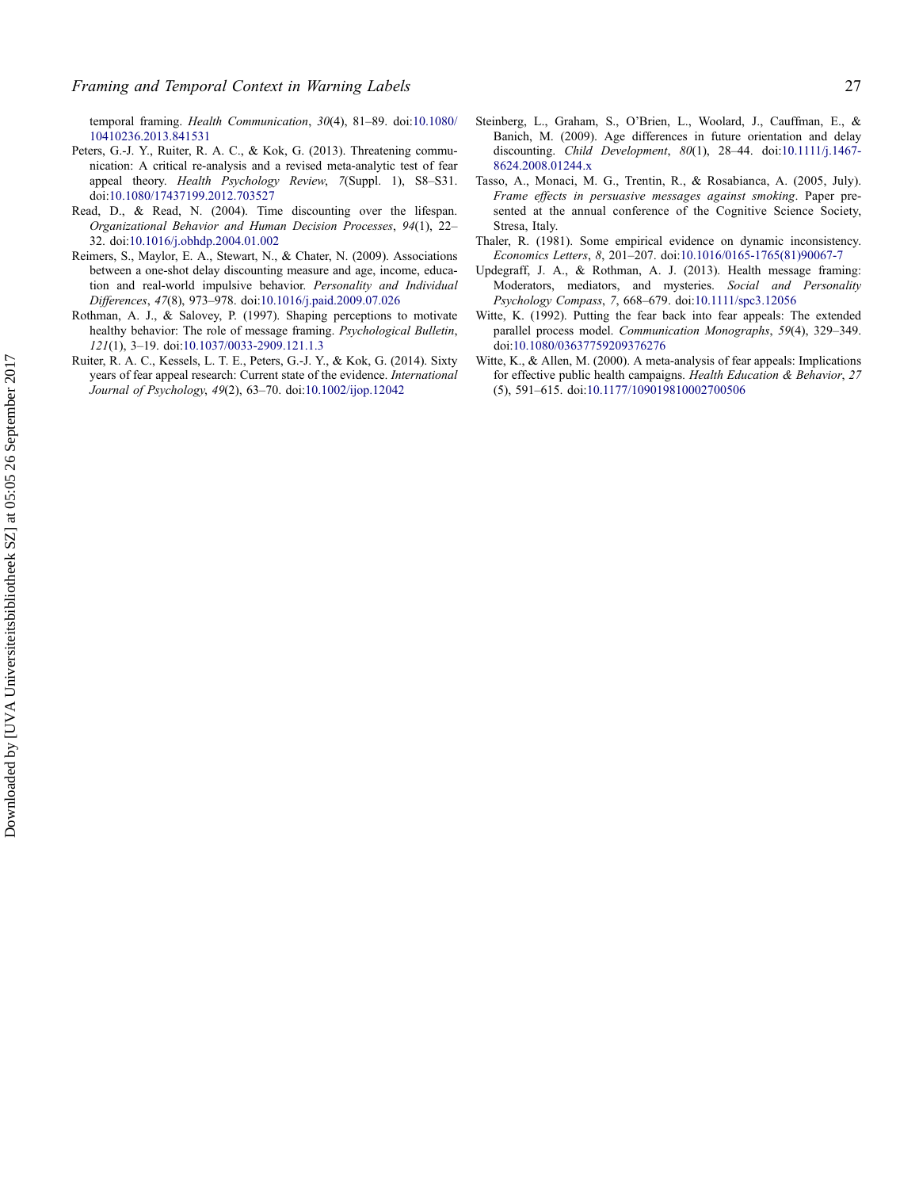temporal framing. *Health Communication*, *30*(4), 81–89. doi:10.1080/10410236.2013.841531

Peters, G.-J. Y., Ruiter, R. A. C., & Kok, G. (2013). Threatening communication: A critical re-analysis and a revised meta-analytic test of fear appeal theory. *Health Psychology Review*, *7*(Suppl. 1), S8–S31. doi:10.1080/17437199.2012.703527

Read, D., & Read, N. (2004). Time discounting over the lifespan. *Organizational Behavior and Human Decision Processes*, *94*(1), 22–32. doi:10.1016/j.obhdp.2004.01.002

Reimers, S., Maylor, E. A., Stewart, N., & Chater, N. (2009). Associations between a one-shot delay discounting measure and age, income, education and real-world impulsive behavior. *Personality and Individual Differences*, *47*(8), 973–978. doi:10.1016/j.paid.2009.07.026

Rothman, A. J., & Salovey, P. (1997). Shaping perceptions to motivate healthy behavior: The role of message framing. *Psychological Bulletin*, *121*(1), 3–19. doi:10.1037/0033-2909.121.1.3

Ruiter, R. A. C., Kessels, L. T. E., Peters, G.-J. Y., & Kok, G. (2014). Sixty years of fear appeal research: Current state of the evidence. *International Journal of Psychology*, *49*(2), 63–70. doi:10.1002/ijop.12042

Steinberg, L., Graham, S., O'Brien, L., Woolard, J., Cauffman, E., & Banich, M. (2009). Age differences in future orientation and delay discounting. *Child Development*, *80*(1), 28–44. doi:10.1111/j.1467-8624.2008.01244.x

Tasso, A., Monaci, M. G., Trentin, R., & Rosabianca, A. (2005, July). *Frame effects in persuasive messages against smoking*. Paper presented at the annual conference of the Cognitive Science Society, Stresa, Italy.

Thaler, R. (1981). Some empirical evidence on dynamic inconsistency. *Economics Letters*, *8*, 201–207. doi:10.1016/0165-1765(81)90067-7

Updegraff, J. A., & Rothman, A. J. (2013). Health message framing: Moderators, mediators, and mysteries. *Social and Personality Psychology Compass*, *7*, 668–679. doi:10.1111/spc3.12056

Witte, K. (1992). Putting the fear back into fear appeals: The extended parallel process model. *Communication Monographs*, *59*(4), 329–349. doi:10.1080/03637759209376276

Witte, K., & Allen, M. (2000). A meta-analysis of fear appeals: Implications for effective public health campaigns. *Health Education & Behavior*, *27* (5), 591–615. doi:10.1177/109019810002700506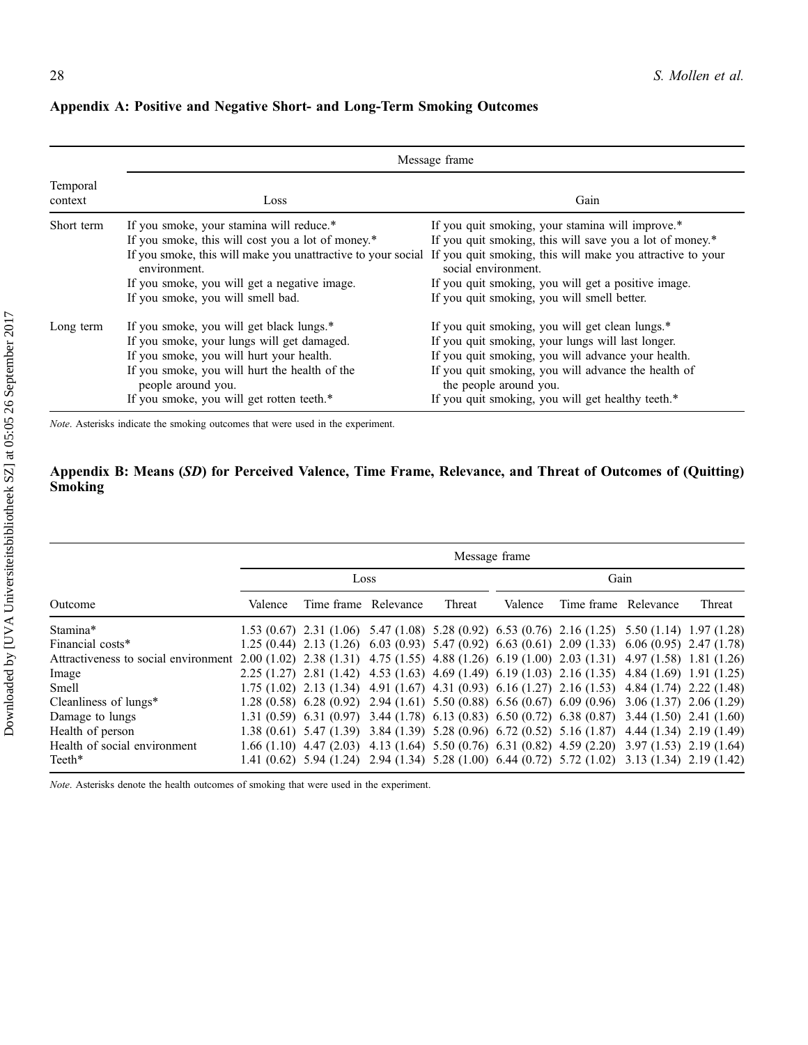## Appendix A: Positive and Negative Short- and Long-Term Smoking Outcomes

| Temporal context | Message frame | |
|---|---|---|
| | Loss | Gain |
| Short term | If you smoke, your stamina will reduce.* | If you quit smoking, your stamina will improve.* |
| | If you smoke, this will cost you a lot of money.* | If you quit smoking, this will save you a lot of money.* |
| | If you smoke, this will make you unattractive to your social environment. | If you quit smoking, this will make you attractive to your social environment. |
| | If you smoke, you will get a negative image. | If you quit smoking, you will get a positive image. |
| | If you smoke, you will smell bad. | If you quit smoking, you will smell better. |
| Long term | If you smoke, you will get black lungs.* | If you quit smoking, you will get clean lungs.* |
| | If you smoke, your lungs will get damaged. | If you quit smoking, your lungs will last longer. |
| | If you smoke, you will hurt your health. | If you quit smoking, you will advance your health. |
| | If you smoke, you will hurt the health of the people around you. | If you quit smoking, you will advance the health of the people around you. |
| | If you smoke, you will get rotten teeth.* | If you quit smoking, you will get healthy teeth.* |

*Note*. Asterisks indicate the smoking outcomes that were used in the experiment.

## Appendix B: Means (*SD*) for Perceived Valence, Time Frame, Relevance, and Threat of Outcomes of (Quitting) Smoking

| | Message frame | | | | | | | |
|---|---|---|---|---|---|---|---|---|
| | Loss | | | | Gain | | | |
| Outcome | Valence | Time frame | Relevance | Threat | Valence | Time frame | Relevance | Threat |
| Stamina* | 1.53 (0.67) | 2.31 (1.06) | 5.47 (1.08) | 5.28 (0.92) | 6.53 (0.76) | 2.16 (1.25) | 5.50 (1.14) | 1.97 (1.28) |
| Financial costs* | 1.25 (0.44) | 2.13 (1.26) | 6.03 (0.93) | 5.47 (0.92) | 6.63 (0.61) | 2.09 (1.33) | 6.06 (0.95) | 2.47 (1.78) |
| Attractiveness to social environment | 2.00 (1.02) | 2.38 (1.31) | 4.75 (1.55) | 4.88 (1.26) | 6.19 (1.00) | 2.03 (1.31) | 4.97 (1.58) | 1.81 (1.26) |
| Image | 2.25 (1.27) | 2.81 (1.42) | 4.53 (1.63) | 4.69 (1.49) | 6.19 (1.03) | 2.16 (1.35) | 4.84 (1.69) | 1.91 (1.25) |
| Smell | 1.75 (1.02) | 2.13 (1.34) | 4.91 (1.67) | 4.31 (0.93) | 6.16 (1.27) | 2.16 (1.53) | 4.84 (1.74) | 2.22 (1.48) |
| Cleanliness of lungs* | 1.28 (0.58) | 6.28 (0.92) | 2.94 (1.61) | 5.50 (0.88) | 6.56 (0.67) | 6.09 (0.96) | 3.06 (1.37) | 2.06 (1.29) |
| Damage to lungs | 1.31 (0.59) | 6.31 (0.97) | 3.44 (1.78) | 6.13 (0.83) | 6.50 (0.72) | 6.38 (0.87) | 3.44 (1.50) | 2.41 (1.60) |
| Health of person | 1.38 (0.61) | 5.47 (1.39) | 3.84 (1.39) | 5.28 (0.96) | 6.72 (0.52) | 5.16 (1.87) | 4.44 (1.34) | 2.19 (1.49) |
| Health of social environment | 1.66 (1.10) | 4.47 (2.03) | 4.13 (1.64) | 5.50 (0.76) | 6.31 (0.82) | 4.59 (2.20) | 3.97 (1.53) | 2.19 (1.64) |
| Teeth* | 1.41 (0.62) | 5.94 (1.24) | 2.94 (1.34) | 5.28 (1.00) | 6.44 (0.72) | 5.72 (1.02) | 3.13 (1.34) | 2.19 (1.42) |

*Note*. Asterisks denote the health outcomes of smoking that were used in the experiment.